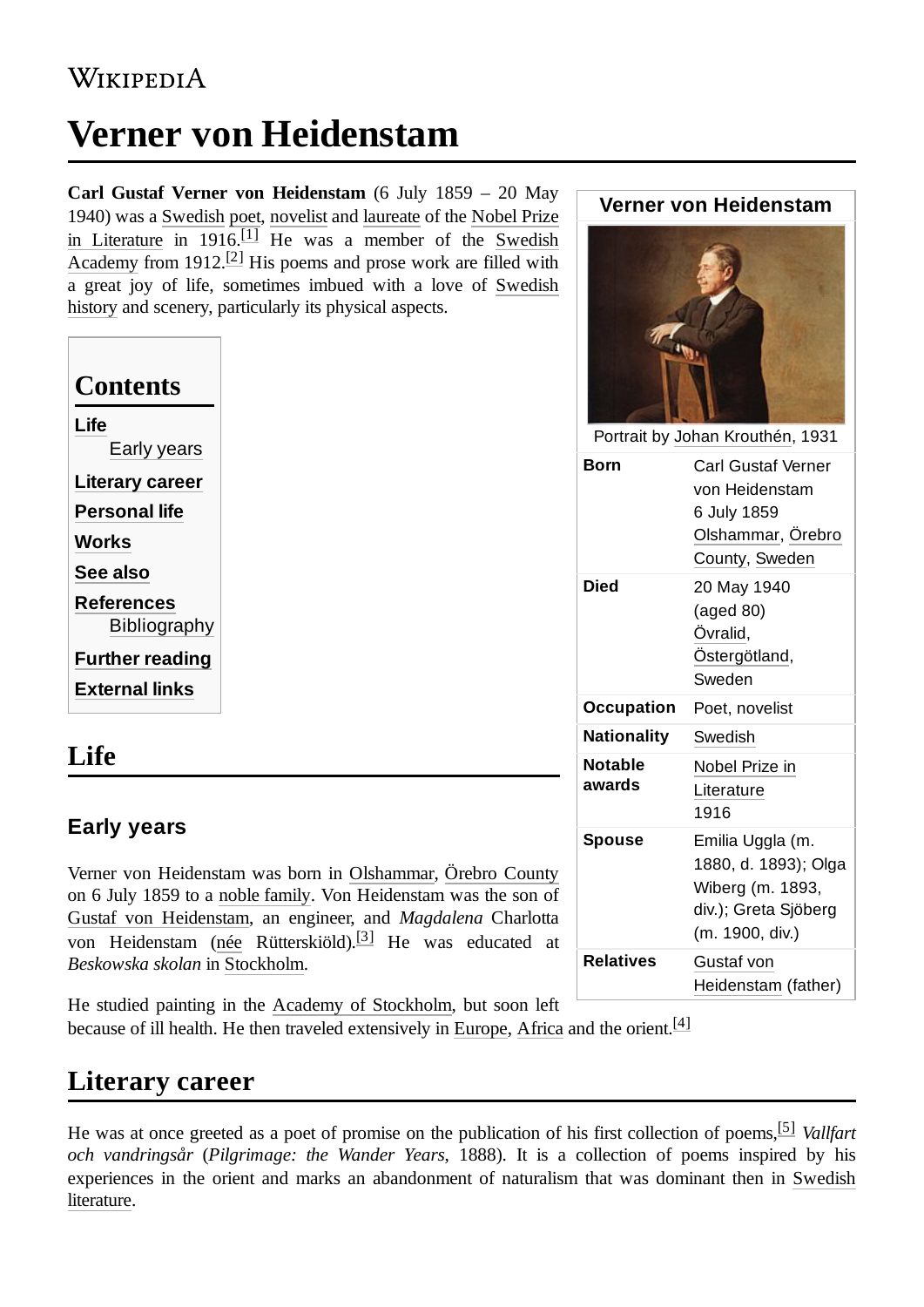# Verner von Heidenstam

**Carl Gustaf Verner von Heidenstam** (6 July 1859 – 20 May 1940) was a Swedish poet, novelist and laureate of the Nobel Prize in Literature in 1916.[1] He was a member of the Swedish Academy from 1912.[2] His poems and prose work are filled with a great joy of life, sometimes imbued with a love of Swedish history and scenery, particularly its physical aspects.

| Verner von Heidenstam | |
|---|---|
| Portrait by Johan Krouthén, 1931 | |
| **Born** | Carl Gustaf Verner von Heidenstam<br>6 July 1859<br>Olshammar, Örebro County, Sweden |
| **Died** | 20 May 1940 (aged 80)<br>Övralid, Östergötland, Sweden |
| **Occupation** | Poet, novelist |
| **Nationality** | Swedish |
| **Notable awards** | Nobel Prize in Literature 1916 |
| **Spouse** | Emilia Uggla (m. 1880, d. 1893); Olga Wiberg (m. 1893, div.); Greta Sjöberg (m. 1900, div.) |
| **Relatives** | Gustaf von Heidenstam (father) |

## Contents

- Life
  - Early years
- Literary career
- Personal life
- Works
- See also
- References
  - Bibliography
- Further reading
- External links

## Life

### Early years

Verner von Heidenstam was born in Olshammar, Örebro County on 6 July 1859 to a noble family. Von Heidenstam was the son of Gustaf von Heidenstam, an engineer, and *Magdalena* Charlotta von Heidenstam (née Rütterskiöld).[3] He was educated at *Beskowska skolan* in Stockholm.

He studied painting in the Academy of Stockholm, but soon left because of ill health. He then traveled extensively in Europe, Africa and the orient.[4]

## Literary career

He was at once greeted as a poet of promise on the publication of his first collection of poems,[5] *Vallfart och vandringsår* (*Pilgrimage: the Wander Years*, 1888). It is a collection of poems inspired by his experiences in the orient and marks an abandonment of naturalism that was dominant then in Swedish literature.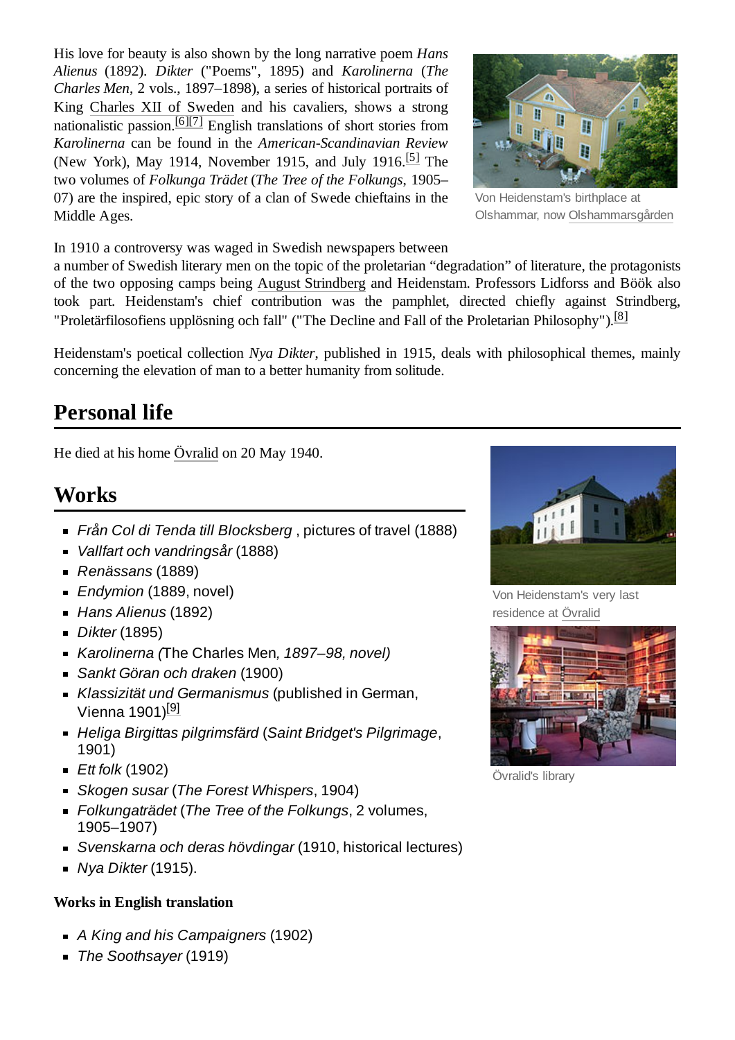His love for beauty is also shown by the long narrative poem *Hans Alienus* (1892). *Dikter* ("Poems", 1895) and *Karolinerna* (*The Charles Men*, 2 vols., 1897–1898), a series of historical portraits of King Charles XII of Sweden and his cavaliers, shows a strong nationalistic passion.[6][7] English translations of short stories from *Karolinerna* can be found in the *American-Scandinavian Review* (New York), May 1914, November 1915, and July 1916.[5] The two volumes of *Folkunga Trädet* (*The Tree of the Folkungs*, 1905–07) are the inspired, epic story of a clan of Swede chieftains in the Middle Ages.

Von Heidenstam's birthplace at Olshammar, now Olshammarsgården

In 1910 a controversy was waged in Swedish newspapers between a number of Swedish literary men on the topic of the proletarian "degradation" of literature, the protagonists of the two opposing camps being August Strindberg and Heidenstam. Professors Lidforss and Böök also took part. Heidenstam's chief contribution was the pamphlet, directed chiefly against Strindberg, "Proletärfilosofiens upplösning och fall" ("The Decline and Fall of the Proletarian Philosophy").[8]

Heidenstam's poetical collection *Nya Dikter*, published in 1915, deals with philosophical themes, mainly concerning the elevation of man to a better humanity from solitude.

## Personal life

He died at his home Övralid on 20 May 1940.

Von Heidenstam's very last residence at Övralid

Övralid's library

## Works

- *Från Col di Tenda till Blocksberg* , pictures of travel (1888)
- *Vallfart och vandringsår* (1888)
- *Renässans* (1889)
- *Endymion* (1889, novel)
- *Hans Alienus* (1892)
- *Dikter* (1895)
- *Karolinerna (*The Charles Men*, 1897–98, novel)*
- *Sankt Göran och draken* (1900)
- *Klassizität und Germanismus* (published in German, Vienna 1901)[9]
- *Heliga Birgittas pilgrimsfärd* (*Saint Bridget's Pilgrimage*, 1901)
- *Ett folk* (1902)
- *Skogen susar* (*The Forest Whispers*, 1904)
- *Folkungaträdet* (*The Tree of the Folkungs*, 2 volumes, 1905–1907)
- *Svenskarna och deras hövdingar* (1910, historical lectures)
- *Nya Dikter* (1915).

### Works in English translation

- *A King and his Campaigners* (1902)
- *The Soothsayer* (1919)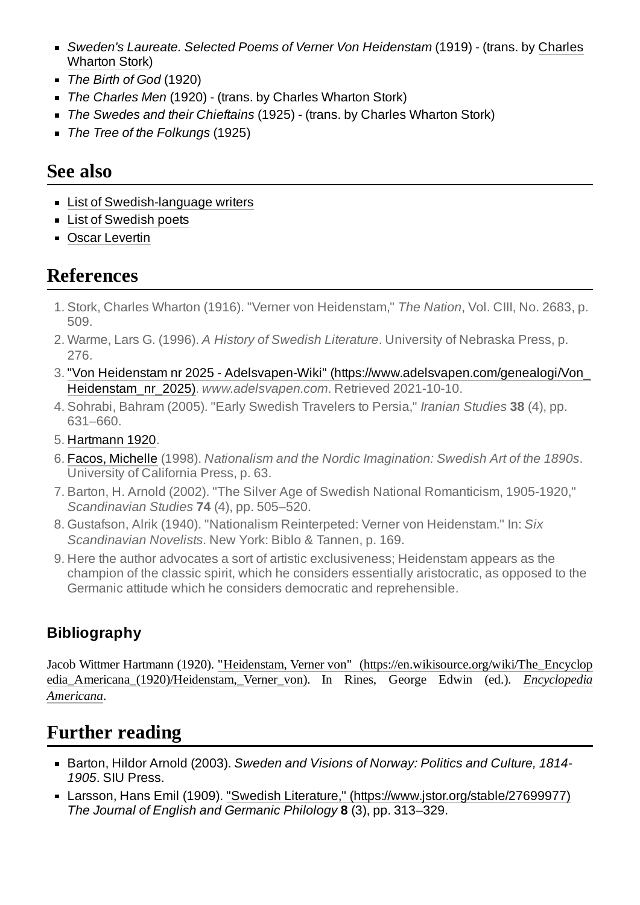- *Sweden's Laureate. Selected Poems of Verner Von Heidenstam* (1919) - (trans. by Charles Wharton Stork)
- *The Birth of God* (1920)
- *The Charles Men* (1920) - (trans. by Charles Wharton Stork)
- *The Swedes and their Chieftains* (1925) - (trans. by Charles Wharton Stork)
- *The Tree of the Folkungs* (1925)

## See also

- List of Swedish-language writers
- List of Swedish poets
- Oscar Levertin

## References

1. Stork, Charles Wharton (1916). "Verner von Heidenstam," *The Nation*, Vol. CIII, No. 2683, p. 509.
2. Warme, Lars G. (1996). *A History of Swedish Literature*. University of Nebraska Press, p. 276.
3. "Von Heidenstam nr 2025 - Adelsvapen-Wiki" (https://www.adelsvapen.com/genealogi/Von_Heidenstam_nr_2025). *www.adelsvapen.com*. Retrieved 2021-10-10.
4. Sohrabi, Bahram (2005). "Early Swedish Travelers to Persia," *Iranian Studies* **38** (4), pp. 631–660.
5. Hartmann 1920.
6. Facos, Michelle (1998). *Nationalism and the Nordic Imagination: Swedish Art of the 1890s*. University of California Press, p. 63.
7. Barton, H. Arnold (2002). "The Silver Age of Swedish National Romanticism, 1905-1920," *Scandinavian Studies* **74** (4), pp. 505–520.
8. Gustafson, Alrik (1940). "Nationalism Reinterpeted: Verner von Heidenstam." In: *Six Scandinavian Novelists*. New York: Biblo & Tannen, p. 169.
9. Here the author advocates a sort of artistic exclusiveness; Heidenstam appears as the champion of the classic spirit, which he considers essentially aristocratic, as opposed to the Germanic attitude which he considers democratic and reprehensible.

### Bibliography

Jacob Wittmer Hartmann (1920). "Heidenstam, Verner von" (https://en.wikisource.org/wiki/The_Encyclopedia_Americana_(1920)/Heidenstam,_Verner_von). In Rines, George Edwin (ed.). *Encyclopedia Americana*.

## Further reading

- Barton, Hildor Arnold (2003). *Sweden and Visions of Norway: Politics and Culture, 1814-1905*. SIU Press.
- Larsson, Hans Emil (1909). "Swedish Literature," (https://www.jstor.org/stable/27699977) *The Journal of English and Germanic Philology* **8** (3), pp. 313–329.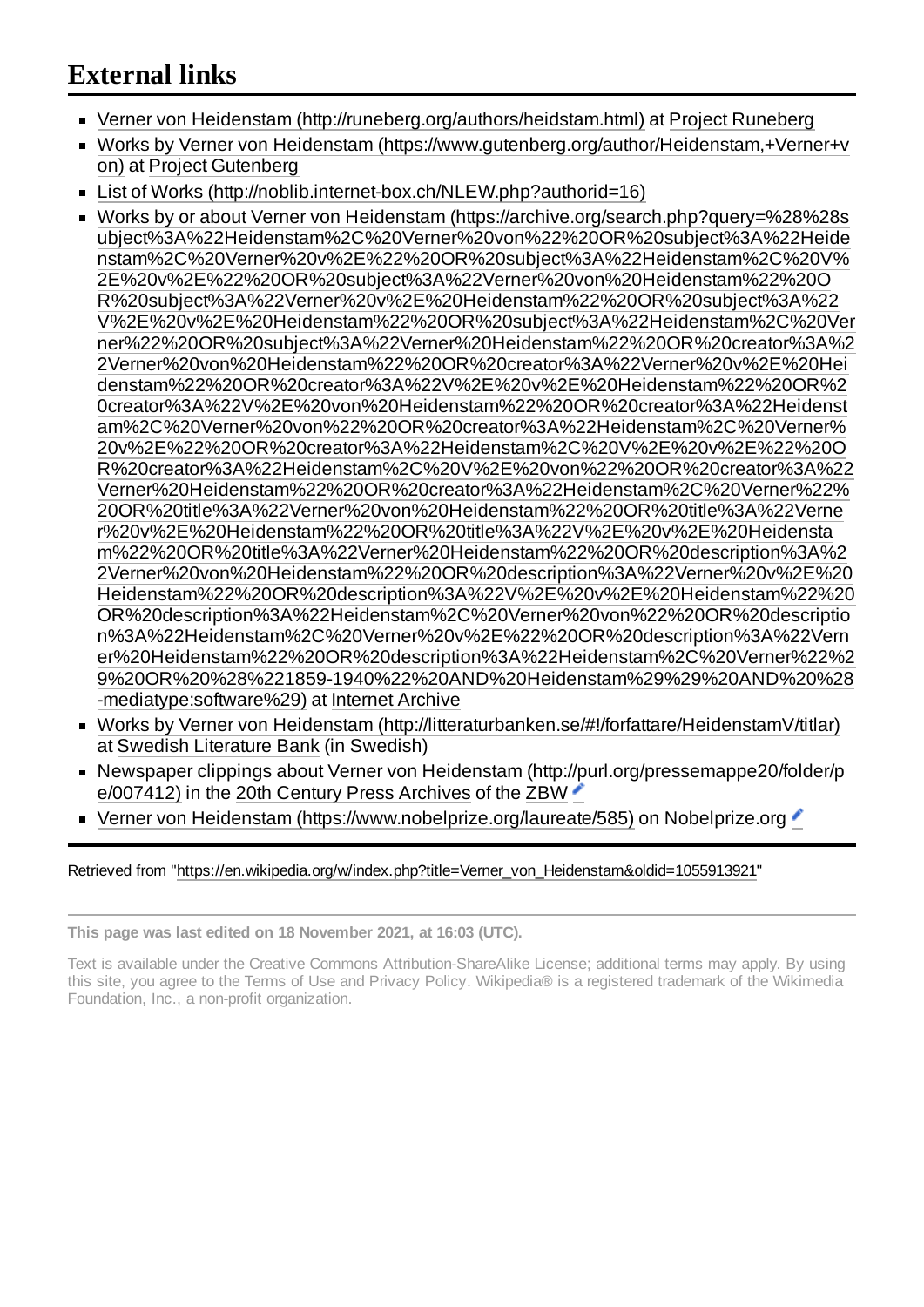# External links

- Verner von Heidenstam (http://runeberg.org/authors/heidstam.html) at Project Runeberg
- Works by Verner von Heidenstam (https://www.gutenberg.org/author/Heidenstam,+Verner+von) at Project Gutenberg
- List of Works (http://noblib.internet-box.ch/NLEW.php?authorid=16)
- Works by or about Verner von Heidenstam (https://archive.org/search.php?query=%28%28subject%3A%22Heidenstam%2C%20Verner%20von%22%20OR%20subject%3A%22Heidenstam%2C%20Verner%20v%2E%22%20OR%20subject%3A%22Heidenstam%2C%20V%2E%20v%2E%22%20OR%20subject%3A%22Verner%20von%20Heidenstam%22%20OR%20subject%3A%22Verner%20v%2E%20Heidenstam%22%20OR%20subject%3A%22V%2E%20v%2E%20Heidenstam%22%20OR%20subject%3A%22Heidenstam%2C%20Verner%22%20OR%20subject%3A%22Verner%20Heidenstam%22%20OR%20creator%3A%22Verner%20von%20Heidenstam%22%20OR%20creator%3A%22Verner%20v%2E%20Heidenstam%22%20OR%20creator%3A%22V%2E%20v%2E%20Heidenstam%22%20OR%20creator%3A%22V%2E%20von%20Heidenstam%22%20OR%20creator%3A%22Heidenstam%2C%20Verner%20von%22%20OR%20creator%3A%22Heidenstam%2C%20Verner%20v%2E%22%20OR%20creator%3A%22Heidenstam%2C%20V%2E%20v%2E%22%20OR%20creator%3A%22Heidenstam%2C%20V%2E%20von%22%20OR%20creator%3A%22Verner%20Heidenstam%22%20OR%20creator%3A%22Heidenstam%2C%20Verner%22%20OR%20title%3A%22Verner%20von%20Heidenstam%22%20OR%20title%3A%22Verner%20v%2E%20Heidenstam%22%20OR%20title%3A%22V%2E%20v%2E%20Heidenstam%22%20OR%20title%3A%22Verner%20Heidenstam%22%20OR%20description%3A%22Verner%20von%20Heidenstam%22%20OR%20description%3A%22Verner%20v%2E%20Heidenstam%22%20OR%20description%3A%22V%2E%20v%2E%20Heidenstam%22%20OR%20description%3A%22Heidenstam%2C%20Verner%20von%22%20OR%20description%3A%22Heidenstam%2C%20Verner%20v%2E%22%20OR%20description%3A%22Verner%20Heidenstam%22%20OR%20description%3A%22Heidenstam%2C%20Verner%22%29%20OR%20%28%221859-1940%22%20AND%20Heidenstam%29%29%20AND%20%28-mediatype:software%29) at Internet Archive
- Works by Verner von Heidenstam (http://litteraturbanken.se/#!/forfattare/HeidenstamV/titlar) at Swedish Literature Bank (in Swedish)
- Newspaper clippings about Verner von Heidenstam (http://purl.org/pressemappe20/folder/pe/007412) in the 20th Century Press Archives of the ZBW
- Verner von Heidenstam (https://www.nobelprize.org/laureate/585) on Nobelprize.org

Retrieved from "https://en.wikipedia.org/w/index.php?title=Verner_von_Heidenstam&oldid=1055913921"

**This page was last edited on 18 November 2021, at 16:03 (UTC).**

Text is available under the Creative Commons Attribution-ShareAlike License; additional terms may apply. By using this site, you agree to the Terms of Use and Privacy Policy. Wikipedia® is a registered trademark of the Wikimedia Foundation, Inc., a non-profit organization.